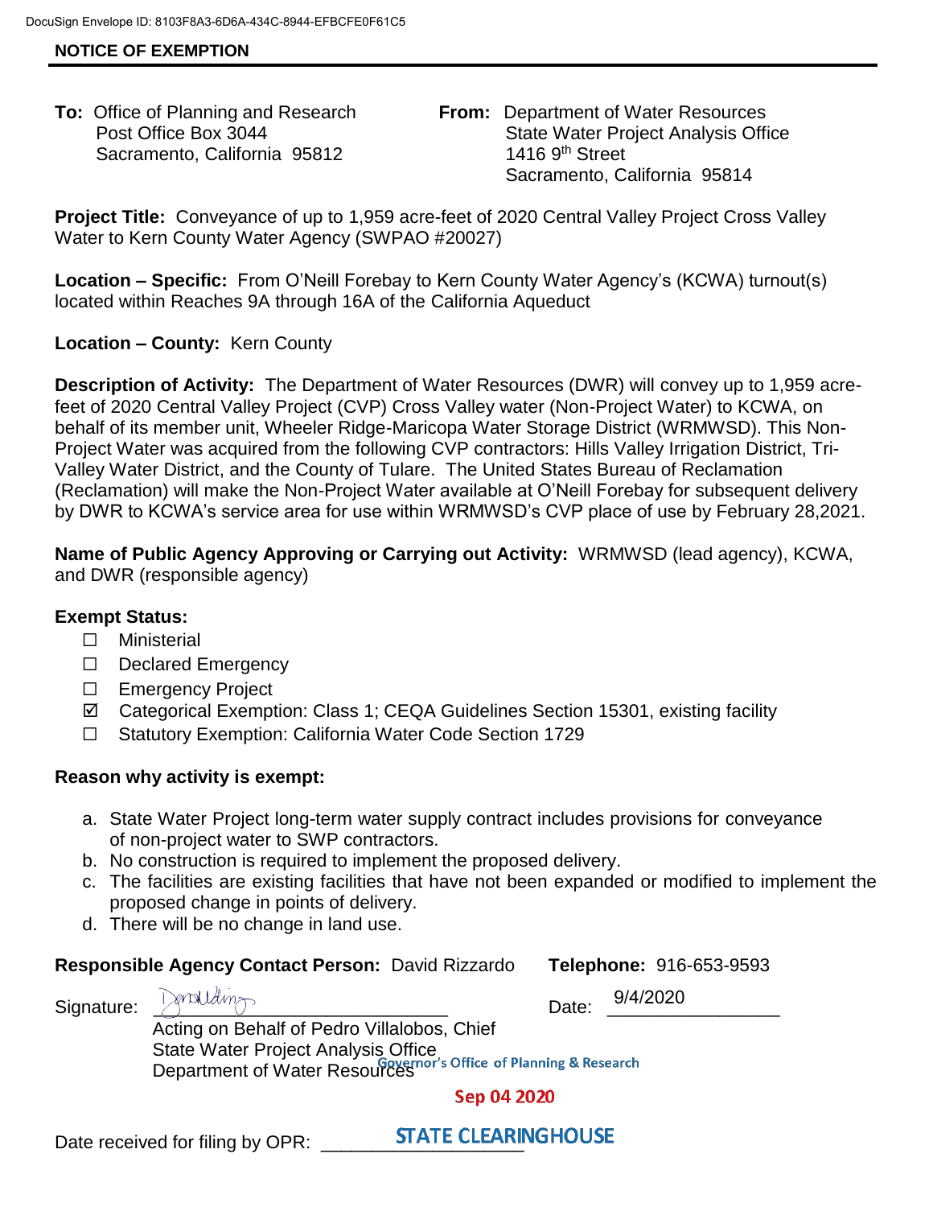DocuSign Envelope ID: 8103F8A3-6D6A-434C-8944-EFBCFE0F61C5

## NOTICE OF EXEMPTION

**To:** Office of Planning and Research
Post Office Box 3044
Sacramento, California 95812

**From:** Department of Water Resources
State Water Project Analysis Office
1416 9th Street
Sacramento, California 95814

**Project Title:** Conveyance of up to 1,959 acre-feet of 2020 Central Valley Project Cross Valley Water to Kern County Water Agency (SWPAO #20027)

**Location – Specific:** From O'Neill Forebay to Kern County Water Agency's (KCWA) turnout(s) located within Reaches 9A through 16A of the California Aqueduct

**Location – County:** Kern County

**Description of Activity:** The Department of Water Resources (DWR) will convey up to 1,959 acre-feet of 2020 Central Valley Project (CVP) Cross Valley water (Non-Project Water) to KCWA, on behalf of its member unit, Wheeler Ridge-Maricopa Water Storage District (WRMWSD). This Non-Project Water was acquired from the following CVP contractors: Hills Valley Irrigation District, Tri-Valley Water District, and the County of Tulare. The United States Bureau of Reclamation (Reclamation) will make the Non-Project Water available at O'Neill Forebay for subsequent delivery by DWR to KCWA's service area for use within WRMWSD's CVP place of use by February 28,2021.

**Name of Public Agency Approving or Carrying out Activity:** WRMWSD (lead agency), KCWA, and DWR (responsible agency)

**Exempt Status:**

- ☐ Ministerial
- ☐ Declared Emergency
- ☐ Emergency Project
- ☑ Categorical Exemption: Class 1; CEQA Guidelines Section 15301, existing facility
- ☐ Statutory Exemption: California Water Code Section 1729

**Reason why activity is exempt:**

a. State Water Project long-term water supply contract includes provisions for conveyance of non-project water to SWP contractors.
b. No construction is required to implement the proposed delivery.
c. The facilities are existing facilities that have not been expanded or modified to implement the proposed change in points of delivery.
d. There will be no change in land use.

**Responsible Agency Contact Person:** David Rizzardo **Telephone:** 916-653-9593

Signature: ______________________ Date: 9/4/2020

Acting on Behalf of Pedro Villalobos, Chief
State Water Project Analysis Office
Department of Water Resources

Governor's Office of Planning & Research

Sep 04 2020

Date received for filing by OPR: STATE CLEARINGHOUSE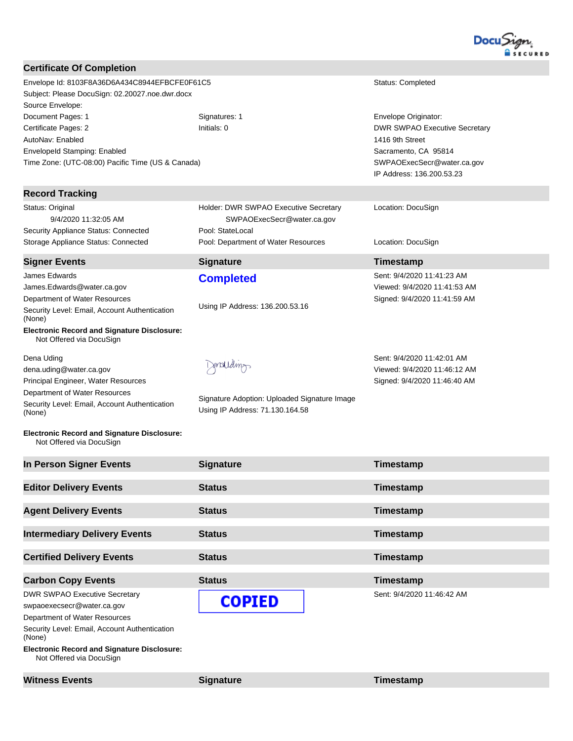## Certificate Of Completion

Envelope Id: 8103F8A36D6A434C8944EFBCFE0F61C5
Subject: Please DocuSign: 02.20027.noe.dwr.docx
Source Envelope:
Document Pages: 1
Certificate Pages: 2
AutoNav: Enabled
EnvelopeId Stamping: Enabled
Time Zone: (UTC-08:00) Pacific Time (US & Canada)

Signatures: 1
Initials: 0

Status: Completed

Envelope Originator:
DWR SWPAO Executive Secretary
1416 9th Street
Sacramento, CA 95814
SWPAOExecSecr@water.ca.gov
IP Address: 136.200.53.23

## Record Tracking

| | | |
|---|---|---|
| Status: Original<br>9/4/2020 11:32:05 AM | Holder: DWR SWPAO Executive Secretary<br>SWPAOExecSecr@water.ca.gov | Location: DocuSign |
| Security Appliance Status: Connected | Pool: StateLocal | |
| Storage Appliance Status: Connected | Pool: Department of Water Resources | Location: DocuSign |

| Signer Events | Signature | Timestamp |
|---|---|---|
| James Edwards<br>James.Edwards@water.ca.gov<br>Department of Water Resources<br>Security Level: Email, Account Authentication (None)<br>**Electronic Record and Signature Disclosure:**<br>Not Offered via DocuSign | **Completed**<br><br>Using IP Address: 136.200.53.16 | Sent: 9/4/2020 11:41:23 AM<br>Viewed: 9/4/2020 11:41:53 AM<br>Signed: 9/4/2020 11:41:59 AM |
| Dena Uding<br>dena.uding@water.ca.gov<br>Principal Engineer, Water Resources<br>Department of Water Resources<br>Security Level: Email, Account Authentication (None)<br>**Electronic Record and Signature Disclosure:**<br>Not Offered via DocuSign | DenaUding<br><br>Signature Adoption: Uploaded Signature Image<br>Using IP Address: 71.130.164.58 | Sent: 9/4/2020 11:42:01 AM<br>Viewed: 9/4/2020 11:46:12 AM<br>Signed: 9/4/2020 11:46:40 AM |

| In Person Signer Events | Signature | Timestamp |
|---|---|---|

| Editor Delivery Events | Status | Timestamp |
|---|---|---|

| Agent Delivery Events | Status | Timestamp |
|---|---|---|

| Intermediary Delivery Events | Status | Timestamp |
|---|---|---|

| Certified Delivery Events | Status | Timestamp |
|---|---|---|

| Carbon Copy Events | Status | Timestamp |
|---|---|---|
| DWR SWPAO Executive Secretary<br>swpaoexecsecr@water.ca.gov<br>Department of Water Resources<br>Security Level: Email, Account Authentication (None)<br>**Electronic Record and Signature Disclosure:**<br>Not Offered via DocuSign | **COPIED** | Sent: 9/4/2020 11:46:42 AM |

| Witness Events | Signature | Timestamp |
|---|---|---|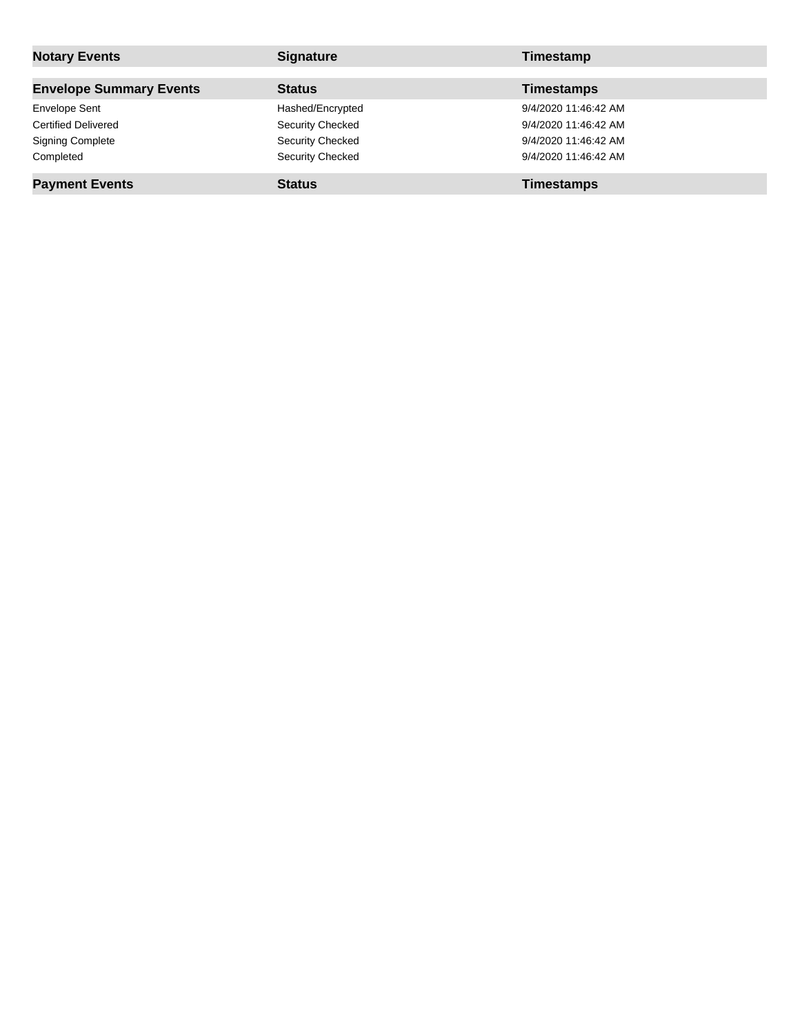| Notary Events | Signature | Timestamp |
| --- | --- | --- |

| Envelope Summary Events | Status | Timestamps |
| --- | --- | --- |
| Envelope Sent | Hashed/Encrypted | 9/4/2020 11:46:42 AM |
| Certified Delivered | Security Checked | 9/4/2020 11:46:42 AM |
| Signing Complete | Security Checked | 9/4/2020 11:46:42 AM |
| Completed | Security Checked | 9/4/2020 11:46:42 AM |

| Payment Events | Status | Timestamps |
| --- | --- | --- |